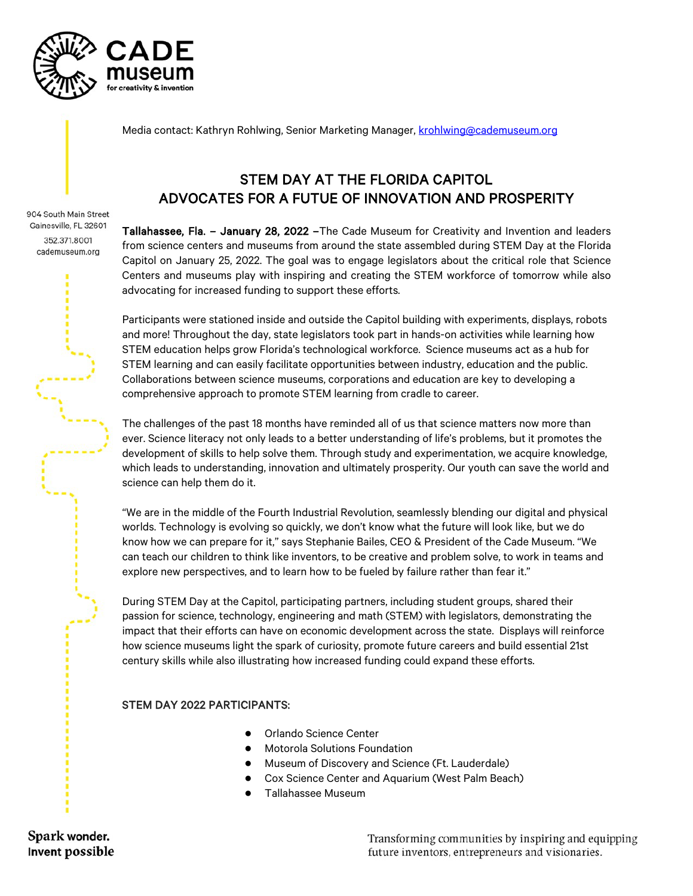Media contact: Kathryn Rohlwing, Senior Marketing Manager, krohlwing@cademuseum.org

904 South Main Street
Gainesville, FL 32601
352.371.8001
cademuseum.org

# STEM DAY AT THE FLORIDA CAPITOL ADVOCATES FOR A FUTUE OF INNOVATION AND PROSPERITY

**Tallahassee, Fla. – January 28, 2022** –The Cade Museum for Creativity and Invention and leaders from science centers and museums from around the state assembled during STEM Day at the Florida Capitol on January 25, 2022. The goal was to engage legislators about the critical role that Science Centers and museums play with inspiring and creating the STEM workforce of tomorrow while also advocating for increased funding to support these efforts.

Participants were stationed inside and outside the Capitol building with experiments, displays, robots and more! Throughout the day, state legislators took part in hands-on activities while learning how STEM education helps grow Florida's technological workforce. Science museums act as a hub for STEM learning and can easily facilitate opportunities between industry, education and the public. Collaborations between science museums, corporations and education are key to developing a comprehensive approach to promote STEM learning from cradle to career.

The challenges of the past 18 months have reminded all of us that science matters now more than ever. Science literacy not only leads to a better understanding of life's problems, but it promotes the development of skills to help solve them. Through study and experimentation, we acquire knowledge, which leads to understanding, innovation and ultimately prosperity. Our youth can save the world and science can help them do it.

"We are in the middle of the Fourth Industrial Revolution, seamlessly blending our digital and physical worlds. Technology is evolving so quickly, we don't know what the future will look like, but we do know how we can prepare for it," says Stephanie Bailes, CEO & President of the Cade Museum. "We can teach our children to think like inventors, to be creative and problem solve, to work in teams and explore new perspectives, and to learn how to be fueled by failure rather than fear it."

During STEM Day at the Capitol, participating partners, including student groups, shared their passion for science, technology, engineering and math (STEM) with legislators, demonstrating the impact that their efforts can have on economic development across the state. Displays will reinforce how science museums light the spark of curiosity, promote future careers and build essential 21st century skills while also illustrating how increased funding could expand these efforts.

## STEM DAY 2022 PARTICIPANTS:

- Orlando Science Center
- Motorola Solutions Foundation
- Museum of Discovery and Science (Ft. Lauderdale)
- Cox Science Center and Aquarium (West Palm Beach)
- Tallahassee Museum

Spark wonder. Invent possible

Transforming communities by inspiring and equipping future inventors, entrepreneurs and visionaries.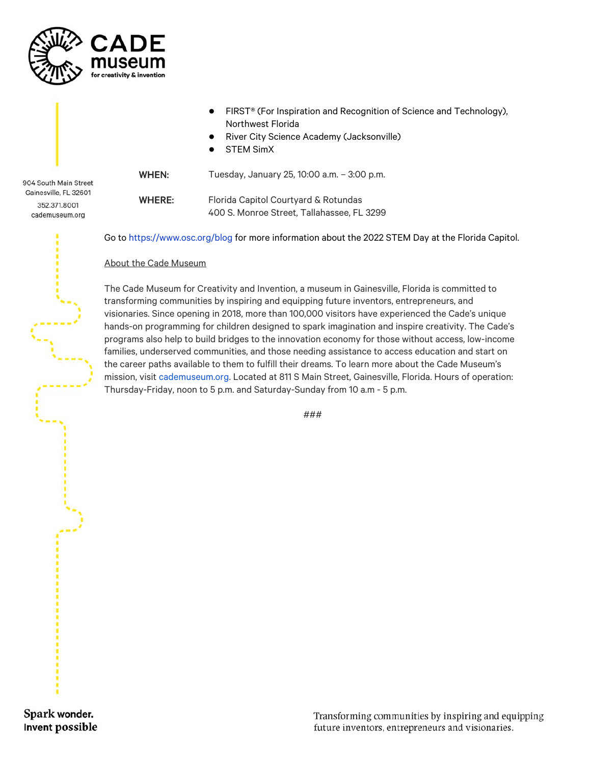- FIRST® (For Inspiration and Recognition of Science and Technology), Northwest Florida
- River City Science Academy (Jacksonville)
- STEM SimX

**WHEN:** Tuesday, January 25, 10:00 a.m. – 3:00 p.m.

**WHERE:** Florida Capitol Courtyard & Rotundas
400 S. Monroe Street, Tallahassee, FL 3299

Go to https://www.osc.org/blog for more information about the 2022 STEM Day at the Florida Capitol.

About the Cade Museum

The Cade Museum for Creativity and Invention, a museum in Gainesville, Florida is committed to transforming communities by inspiring and equipping future inventors, entrepreneurs, and visionaries. Since opening in 2018, more than 100,000 visitors have experienced the Cade's unique hands-on programming for children designed to spark imagination and inspire creativity. The Cade's programs also help to build bridges to the innovation economy for those without access, low-income families, underserved communities, and those needing assistance to access education and start on the career paths available to them to fulfill their dreams. To learn more about the Cade Museum's mission, visit cademuseum.org. Located at 811 S Main Street, Gainesville, Florida. Hours of operation: Thursday-Friday, noon to 5 p.m. and Saturday-Sunday from 10 a.m - 5 p.m.

###